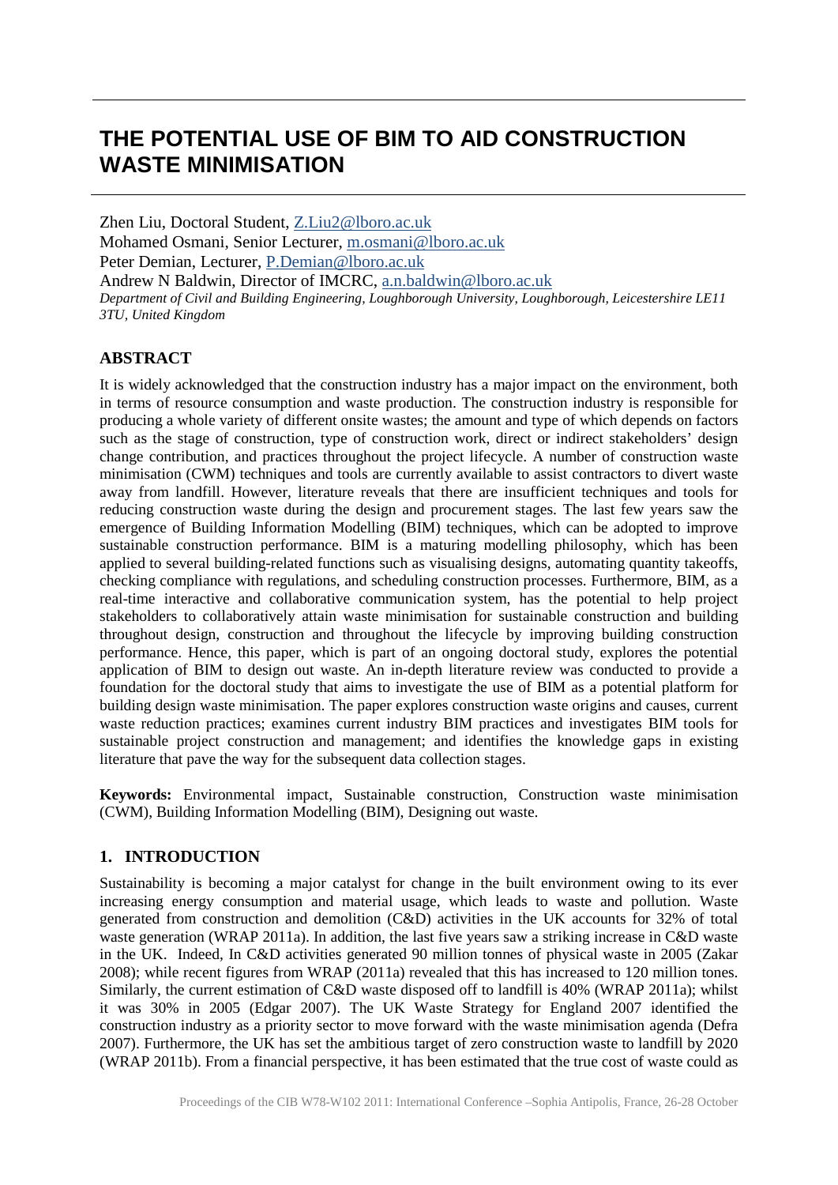# THE POTENTIAL USE OF BIM TO AID CONSTRUCTION WASTE MINIMISATION

Zhen Liu, Doctoral Student, Z.Liu2@lboro.ac.uk
Mohamed Osmani, Senior Lecturer, m.osmani@lboro.ac.uk
Peter Demian, Lecturer, P.Demian@lboro.ac.uk
Andrew N Baldwin, Director of IMCRC, a.n.baldwin@lboro.ac.uk
*Department of Civil and Building Engineering, Loughborough University, Loughborough, Leicestershire LE11 3TU, United Kingdom*

## ABSTRACT

It is widely acknowledged that the construction industry has a major impact on the environment, both in terms of resource consumption and waste production. The construction industry is responsible for producing a whole variety of different onsite wastes; the amount and type of which depends on factors such as the stage of construction, type of construction work, direct or indirect stakeholders' design change contribution, and practices throughout the project lifecycle. A number of construction waste minimisation (CWM) techniques and tools are currently available to assist contractors to divert waste away from landfill. However, literature reveals that there are insufficient techniques and tools for reducing construction waste during the design and procurement stages. The last few years saw the emergence of Building Information Modelling (BIM) techniques, which can be adopted to improve sustainable construction performance. BIM is a maturing modelling philosophy, which has been applied to several building-related functions such as visualising designs, automating quantity takeoffs, checking compliance with regulations, and scheduling construction processes. Furthermore, BIM, as a real-time interactive and collaborative communication system, has the potential to help project stakeholders to collaboratively attain waste minimisation for sustainable construction and building throughout design, construction and throughout the lifecycle by improving building construction performance. Hence, this paper, which is part of an ongoing doctoral study, explores the potential application of BIM to design out waste. An in-depth literature review was conducted to provide a foundation for the doctoral study that aims to investigate the use of BIM as a potential platform for building design waste minimisation. The paper explores construction waste origins and causes, current waste reduction practices; examines current industry BIM practices and investigates BIM tools for sustainable project construction and management; and identifies the knowledge gaps in existing literature that pave the way for the subsequent data collection stages.

**Keywords:** Environmental impact, Sustainable construction, Construction waste minimisation (CWM), Building Information Modelling (BIM), Designing out waste.

## 1. INTRODUCTION

Sustainability is becoming a major catalyst for change in the built environment owing to its ever increasing energy consumption and material usage, which leads to waste and pollution. Waste generated from construction and demolition (C&D) activities in the UK accounts for 32% of total waste generation (WRAP 2011a). In addition, the last five years saw a striking increase in C&D waste in the UK. Indeed, In C&D activities generated 90 million tonnes of physical waste in 2005 (Zakar 2008); while recent figures from WRAP (2011a) revealed that this has increased to 120 million tones. Similarly, the current estimation of C&D waste disposed off to landfill is 40% (WRAP 2011a); whilst it was 30% in 2005 (Edgar 2007). The UK Waste Strategy for England 2007 identified the construction industry as a priority sector to move forward with the waste minimisation agenda (Defra 2007). Furthermore, the UK has set the ambitious target of zero construction waste to landfill by 2020 (WRAP 2011b). From a financial perspective, it has been estimated that the true cost of waste could as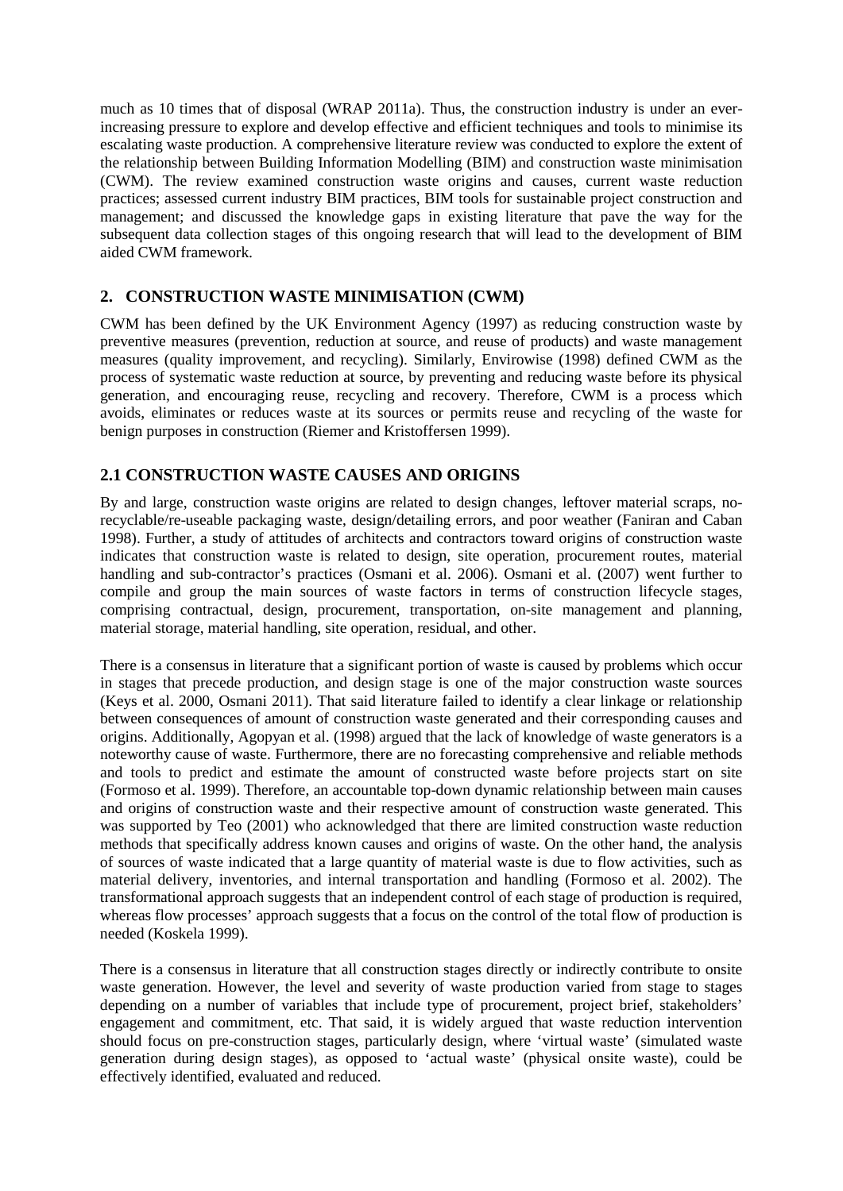much as 10 times that of disposal (WRAP 2011a). Thus, the construction industry is under an ever-increasing pressure to explore and develop effective and efficient techniques and tools to minimise its escalating waste production. A comprehensive literature review was conducted to explore the extent of the relationship between Building Information Modelling (BIM) and construction waste minimisation (CWM). The review examined construction waste origins and causes, current waste reduction practices; assessed current industry BIM practices, BIM tools for sustainable project construction and management; and discussed the knowledge gaps in existing literature that pave the way for the subsequent data collection stages of this ongoing research that will lead to the development of BIM aided CWM framework.

## 2. CONSTRUCTION WASTE MINIMISATION (CWM)

CWM has been defined by the UK Environment Agency (1997) as reducing construction waste by preventive measures (prevention, reduction at source, and reuse of products) and waste management measures (quality improvement, and recycling). Similarly, Envirowise (1998) defined CWM as the process of systematic waste reduction at source, by preventing and reducing waste before its physical generation, and encouraging reuse, recycling and recovery. Therefore, CWM is a process which avoids, eliminates or reduces waste at its sources or permits reuse and recycling of the waste for benign purposes in construction (Riemer and Kristoffersen 1999).

## 2.1 CONSTRUCTION WASTE CAUSES AND ORIGINS

By and large, construction waste origins are related to design changes, leftover material scraps, no-recyclable/re-useable packaging waste, design/detailing errors, and poor weather (Faniran and Caban 1998). Further, a study of attitudes of architects and contractors toward origins of construction waste indicates that construction waste is related to design, site operation, procurement routes, material handling and sub-contractor's practices (Osmani et al. 2006). Osmani et al. (2007) went further to compile and group the main sources of waste factors in terms of construction lifecycle stages, comprising contractual, design, procurement, transportation, on-site management and planning, material storage, material handling, site operation, residual, and other.

There is a consensus in literature that a significant portion of waste is caused by problems which occur in stages that precede production, and design stage is one of the major construction waste sources (Keys et al. 2000, Osmani 2011). That said literature failed to identify a clear linkage or relationship between consequences of amount of construction waste generated and their corresponding causes and origins. Additionally, Agopyan et al. (1998) argued that the lack of knowledge of waste generators is a noteworthy cause of waste. Furthermore, there are no forecasting comprehensive and reliable methods and tools to predict and estimate the amount of constructed waste before projects start on site (Formoso et al. 1999). Therefore, an accountable top-down dynamic relationship between main causes and origins of construction waste and their respective amount of construction waste generated. This was supported by Teo (2001) who acknowledged that there are limited construction waste reduction methods that specifically address known causes and origins of waste. On the other hand, the analysis of sources of waste indicated that a large quantity of material waste is due to flow activities, such as material delivery, inventories, and internal transportation and handling (Formoso et al. 2002). The transformational approach suggests that an independent control of each stage of production is required, whereas flow processes' approach suggests that a focus on the control of the total flow of production is needed (Koskela 1999).

There is a consensus in literature that all construction stages directly or indirectly contribute to onsite waste generation. However, the level and severity of waste production varied from stage to stages depending on a number of variables that include type of procurement, project brief, stakeholders' engagement and commitment, etc. That said, it is widely argued that waste reduction intervention should focus on pre-construction stages, particularly design, where 'virtual waste' (simulated waste generation during design stages), as opposed to 'actual waste' (physical onsite waste), could be effectively identified, evaluated and reduced.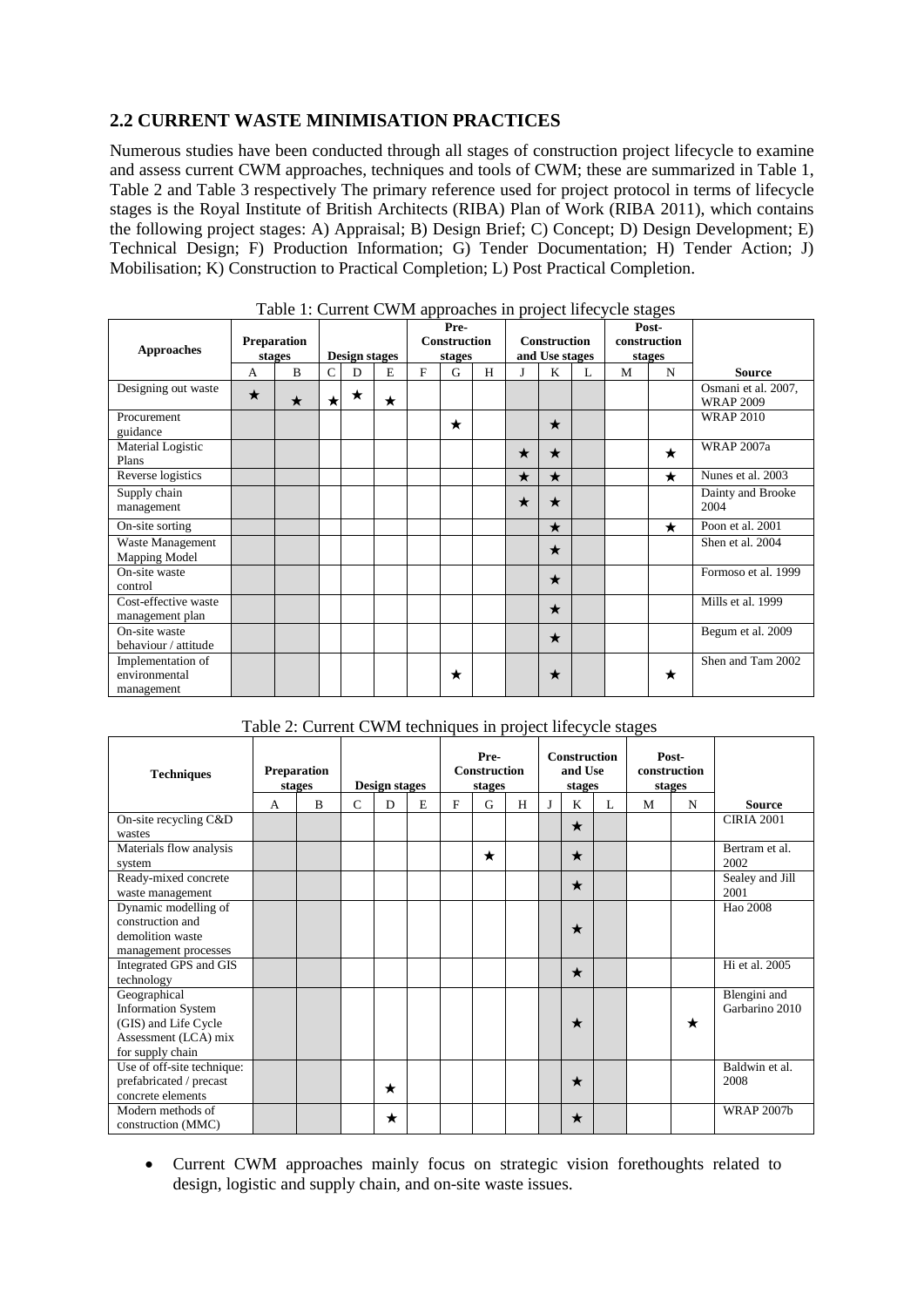## 2.2 CURRENT WASTE MINIMISATION PRACTICES

Numerous studies have been conducted through all stages of construction project lifecycle to examine and assess current CWM approaches, techniques and tools of CWM; these are summarized in Table 1, Table 2 and Table 3 respectively The primary reference used for project protocol in terms of lifecycle stages is the Royal Institute of British Architects (RIBA) Plan of Work (RIBA 2011), which contains the following project stages: A) Appraisal; B) Design Brief; C) Concept; D) Design Development; E) Technical Design; F) Production Information; G) Tender Documentation; H) Tender Action; J) Mobilisation; K) Construction to Practical Completion; L) Post Practical Completion.

Table 1: Current CWM approaches in project lifecycle stages

| Approaches | Preparation stages | | Design stages | | | Pre-Construction stages | | | Construction and Use stages | | | Post-construction stages | | Source |
|---|---|---|---|---|---|---|---|---|---|---|---|---|---|---|
| | A | B | C | D | E | F | G | H | J | K | L | M | N | |
| Designing out waste | ★ | ★ | ★ | ★ | ★ | | | | | | | | | Osmani et al. 2007, WRAP 2009 |
| Procurement guidance | | | | | | | ★ | | | ★ | | | | WRAP 2010 |
| Material Logistic Plans | | | | | | | | | ★ | ★ | | | ★ | WRAP 2007a |
| Reverse logistics | | | | | | | | | ★ | ★ | | | ★ | Nunes et al. 2003 |
| Supply chain management | | | | | | | | | ★ | ★ | | | | Dainty and Brooke 2004 |
| On-site sorting | | | | | | | | | | ★ | | | ★ | Poon et al. 2001 |
| Waste Management Mapping Model | | | | | | | | | | ★ | | | | Shen et al. 2004 |
| On-site waste control | | | | | | | | | | ★ | | | | Formoso et al. 1999 |
| Cost-effective waste management plan | | | | | | | | | | ★ | | | | Mills et al. 1999 |
| On-site waste behaviour / attitude | | | | | | | | | | ★ | | | | Begum et al. 2009 |
| Implementation of environmental management | | | | | | | ★ | | | ★ | | | ★ | Shen and Tam 2002 |

Table 2: Current CWM techniques in project lifecycle stages

| Techniques | Preparation stages | | Design stages | | | Pre-Construction stages | | | Construction and Use stages | | | Post-construction stages | | Source |
|---|---|---|---|---|---|---|---|---|---|---|---|---|---|---|
| | A | B | C | D | E | F | G | H | J | K | L | M | N | |
| On-site recycling C&D wastes | | | | | | | | | | ★ | | | | CIRIA 2001 |
| Materials flow analysis system | | | | | | | ★ | | | ★ | | | | Bertram et al. 2002 |
| Ready-mixed concrete waste management | | | | | | | | | | ★ | | | | Sealey and Jill 2001 |
| Dynamic modelling of construction and demolition waste management processes | | | | | | | | | | ★ | | | | Hao 2008 |
| Integrated GPS and GIS technology | | | | | | | | | | ★ | | | | Hi et al. 2005 |
| Geographical Information System (GIS) and Life Cycle Assessment (LCA) mix for supply chain | | | | | | | | | | ★ | | | ★ | Blengini and Garbarino 2010 |
| Use of off-site technique: prefabricated / precast concrete elements | | | | ★ | | | | | | ★ | | | | Baldwin et al. 2008 |
| Modern methods of construction (MMC) | | | | ★ | | | | | | ★ | | | | WRAP 2007b |

- Current CWM approaches mainly focus on strategic vision forethoughts related to design, logistic and supply chain, and on-site waste issues.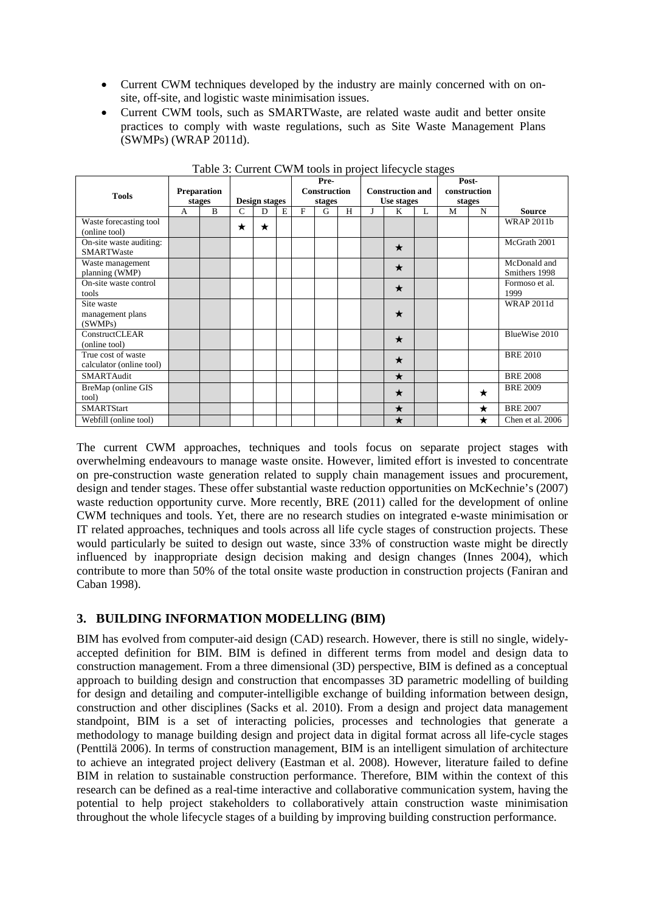- Current CWM techniques developed by the industry are mainly concerned with on on-site, off-site, and logistic waste minimisation issues.
- Current CWM tools, such as SMARTWaste, are related waste audit and better onsite practices to comply with waste regulations, such as Site Waste Management Plans (SWMPs) (WRAP 2011d).

Table 3: Current CWM tools in project lifecycle stages

| Tools | Preparation stages | | Design stages | | | Pre-Construction stages | | | Construction and Use stages | | | Post-construction stages | | Source |
|---|---|---|---|---|---|---|---|---|---|---|---|---|---|---|
| | A | B | C | D | E | F | G | H | J | K | L | M | N | |
| Waste forecasting tool (online tool) | | | ★ | ★ | | | | | | | | | | WRAP 2011b |
| On-site waste auditing: SMARTWaste | | | | | | | | | | ★ | | | | McGrath 2001 |
| Waste management planning (WMP) | | | | | | | | | | ★ | | | | McDonald and Smithers 1998 |
| On-site waste control tools | | | | | | | | | | ★ | | | | Formoso et al. 1999 |
| Site waste management plans (SWMPs) | | | | | | | | | | ★ | | | | WRAP 2011d |
| ConstructCLEAR (online tool) | | | | | | | | | | ★ | | | | BlueWise 2010 |
| True cost of waste calculator (online tool) | | | | | | | | | | ★ | | | | BRE 2010 |
| SMARTAudit | | | | | | | | | | ★ | | | | BRE 2008 |
| BreMap (online GIS tool) | | | | | | | | | | ★ | | | ★ | BRE 2009 |
| SMARTStart | | | | | | | | | | ★ | | | ★ | BRE 2007 |
| Webfill (online tool) | | | | | | | | | | ★ | | | ★ | Chen et al. 2006 |

The current CWM approaches, techniques and tools focus on separate project stages with overwhelming endeavours to manage waste onsite. However, limited effort is invested to concentrate on pre-construction waste generation related to supply chain management issues and procurement, design and tender stages. These offer substantial waste reduction opportunities on McKechnie's (2007) waste reduction opportunity curve. More recently, BRE (2011) called for the development of online CWM techniques and tools. Yet, there are no research studies on integrated e-waste minimisation or IT related approaches, techniques and tools across all life cycle stages of construction projects. These would particularly be suited to design out waste, since 33% of construction waste might be directly influenced by inappropriate design decision making and design changes (Innes 2004), which contribute to more than 50% of the total onsite waste production in construction projects (Faniran and Caban 1998).

## 3. BUILDING INFORMATION MODELLING (BIM)

BIM has evolved from computer-aid design (CAD) research. However, there is still no single, widely-accepted definition for BIM. BIM is defined in different terms from model and design data to construction management. From a three dimensional (3D) perspective, BIM is defined as a conceptual approach to building design and construction that encompasses 3D parametric modelling of building for design and detailing and computer-intelligible exchange of building information between design, construction and other disciplines (Sacks et al. 2010). From a design and project data management standpoint, BIM is a set of interacting policies, processes and technologies that generate a methodology to manage building design and project data in digital format across all life-cycle stages (Penttilä 2006). In terms of construction management, BIM is an intelligent simulation of architecture to achieve an integrated project delivery (Eastman et al. 2008). However, literature failed to define BIM in relation to sustainable construction performance. Therefore, BIM within the context of this research can be defined as a real-time interactive and collaborative communication system, having the potential to help project stakeholders to collaboratively attain construction waste minimisation throughout the whole lifecycle stages of a building by improving building construction performance.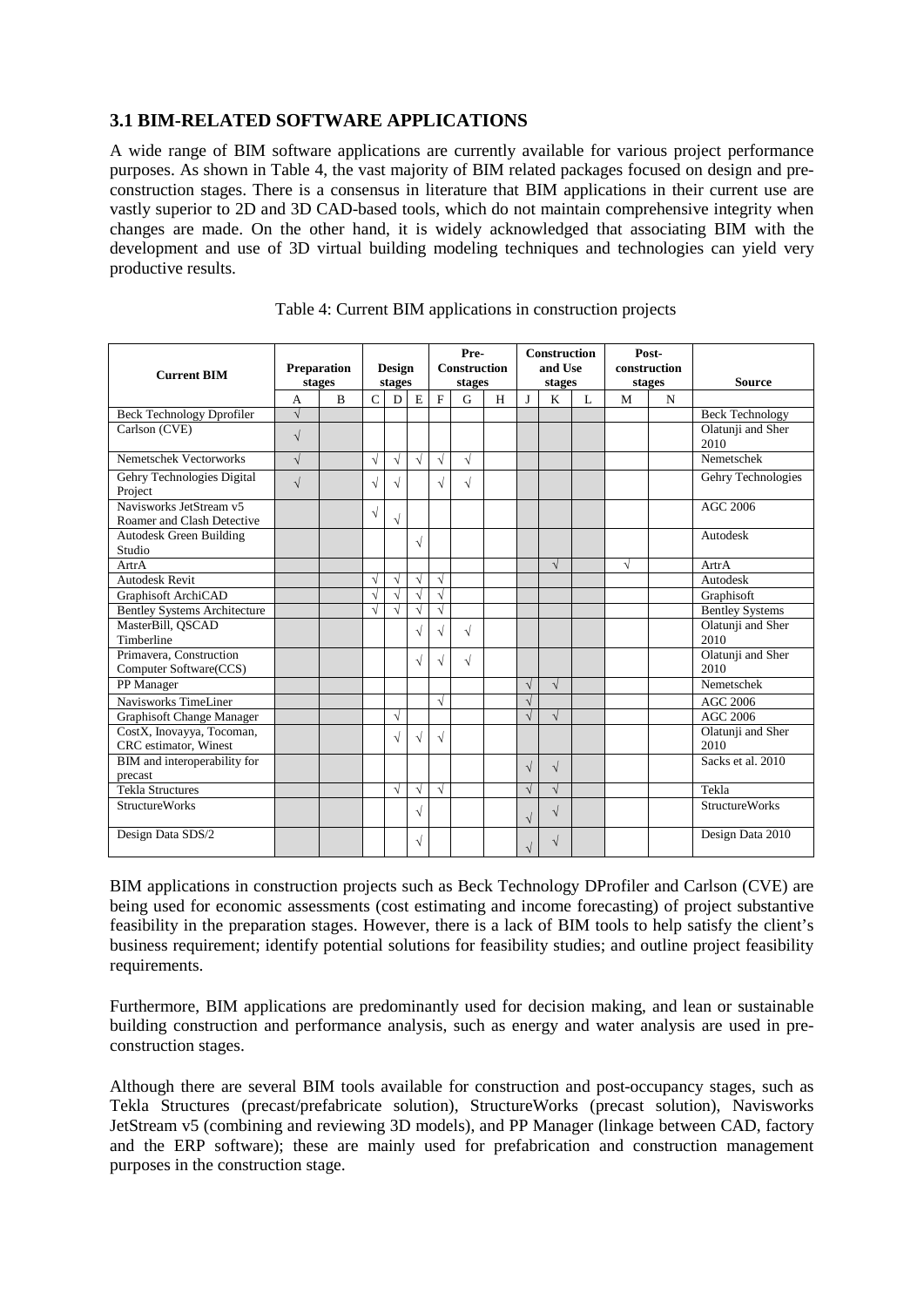### 3.1 BIM-RELATED SOFTWARE APPLICATIONS

A wide range of BIM software applications are currently available for various project performance purposes. As shown in Table 4, the vast majority of BIM related packages focused on design and pre-construction stages. There is a consensus in literature that BIM applications in their current use are vastly superior to 2D and 3D CAD-based tools, which do not maintain comprehensive integrity when changes are made. On the other hand, it is widely acknowledged that associating BIM with the development and use of 3D virtual building modeling techniques and technologies can yield very productive results.

Table 4: Current BIM applications in construction projects

| Current BIM | Preparation stages | | Design stages | | | Pre-Construction stages | | | Construction and Use stages | | | Post-construction stages | | Source |
|---|---|---|---|---|---|---|---|---|---|---|---|---|---|---|
| | A | B | C | D | E | F | G | H | J | K | L | M | N | |
| Beck Technology Dprofiler | √ | | | | | | | | | | | | | Beck Technology |
| Carlson (CVE) | √ | | | | | | | | | | | | | Olatunji and Sher 2010 |
| Nemetschek Vectorworks | √ | | √ | √ | √ | √ | √ | | | | | | | Nemetschek |
| Gehry Technologies Digital Project | √ | | √ | √ | | √ | √ | | | | | | | Gehry Technologies |
| Navisworks JetStream v5 Roamer and Clash Detective | | | √ | √ | | | | | | | | | | AGC 2006 |
| Autodesk Green Building Studio | | | | | √ | | | | | | | | | Autodesk |
| ArtrA | | | | | | | | | | √ | | √ | | ArtrA |
| Autodesk Revit | | | √ | √ | √ | √ | | | | | | | | Autodesk |
| Graphisoft ArchiCAD | | | √ | √ | √ | √ | | | | | | | | Graphisoft |
| Bentley Systems Architecture | | | √ | √ | √ | √ | | | | | | | | Bentley Systems |
| MasterBill, QSCAD Timberline | | | | | √ | √ | √ | | | | | | | Olatunji and Sher 2010 |
| Primavera, Construction Computer Software(CCS) | | | | | √ | √ | √ | | | | | | | Olatunji and Sher 2010 |
| PP Manager | | | | | | | | | √ | √ | | | | Nemetschek |
| Navisworks TimeLiner | | | | | | √ | | | √ | | | | | AGC 2006 |
| Graphisoft Change Manager | | | | √ | | | | | √ | √ | | | | AGC 2006 |
| CostX, Inovayya, Tocoman, CRC estimator, Winest | | | | √ | √ | √ | | | | | | | | Olatunji and Sher 2010 |
| BIM and interoperability for precast | | | | | | | | | √ | √ | | | | Sacks et al. 2010 |
| Tekla Structures | | | | √ | √ | √ | | | √ | √ | | | | Tekla |
| StructureWorks | | | | | √ | | | | √ | √ | | | | StructureWorks |
| Design Data SDS/2 | | | | | √ | | | | √ | √ | | | | Design Data 2010 |

BIM applications in construction projects such as Beck Technology DProfiler and Carlson (CVE) are being used for economic assessments (cost estimating and income forecasting) of project substantive feasibility in the preparation stages. However, there is a lack of BIM tools to help satisfy the client's business requirement; identify potential solutions for feasibility studies; and outline project feasibility requirements.

Furthermore, BIM applications are predominantly used for decision making, and lean or sustainable building construction and performance analysis, such as energy and water analysis are used in pre-construction stages.

Although there are several BIM tools available for construction and post-occupancy stages, such as Tekla Structures (precast/prefabricate solution), StructureWorks (precast solution), Navisworks JetStream v5 (combining and reviewing 3D models), and PP Manager (linkage between CAD, factory and the ERP software); these are mainly used for prefabrication and construction management purposes in the construction stage.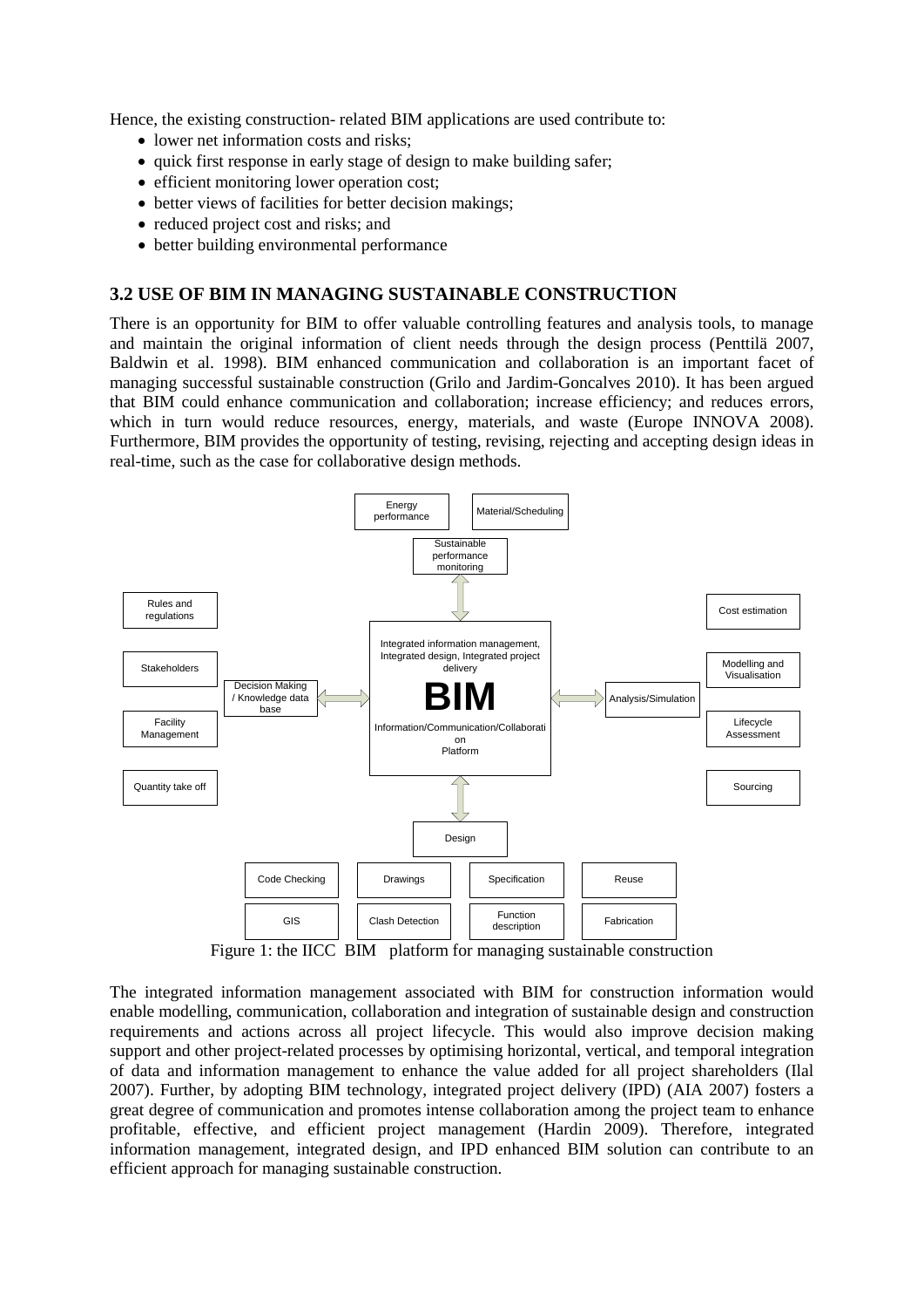Hence, the existing construction- related BIM applications are used contribute to:

- lower net information costs and risks;
- quick first response in early stage of design to make building safer;
- efficient monitoring lower operation cost;
- better views of facilities for better decision makings;
- reduced project cost and risks; and
- better building environmental performance

## 3.2 USE OF BIM IN MANAGING SUSTAINABLE CONSTRUCTION

There is an opportunity for BIM to offer valuable controlling features and analysis tools, to manage and maintain the original information of client needs through the design process (Penttilä 2007, Baldwin et al. 1998). BIM enhanced communication and collaboration is an important facet of managing successful sustainable construction (Grilo and Jardim-Goncalves 2010). It has been argued that BIM could enhance communication and collaboration; increase efficiency; and reduces errors, which in turn would reduce resources, energy, materials, and waste (Europe INNOVA 2008). Furthermore, BIM provides the opportunity of testing, revising, rejecting and accepting design ideas in real-time, such as the case for collaborative design methods.

Energy performance | Material/Scheduling | Sustainable performance monitoring | Rules and regulations | Stakeholders | Facility Management | Quantity take off | Decision Making / Knowledge data base | Integrated information management, Integrated design, Integrated project delivery | BIM | Information/Communication/Collaboration Platform | Analysis/Simulation | Cost estimation | Modelling and Visualisation | Lifecycle Assessment | Sourcing | Design | Code Checking | Drawings | Specification | Reuse | GIS | Clash Detection | Function description | Fabrication

Figure 1: the IICC BIM platform for managing sustainable construction

The integrated information management associated with BIM for construction information would enable modelling, communication, collaboration and integration of sustainable design and construction requirements and actions across all project lifecycle. This would also improve decision making support and other project-related processes by optimising horizontal, vertical, and temporal integration of data and information management to enhance the value added for all project shareholders (Ilal 2007). Further, by adopting BIM technology, integrated project delivery (IPD) (AIA 2007) fosters a great degree of communication and promotes intense collaboration among the project team to enhance profitable, effective, and efficient project management (Hardin 2009). Therefore, integrated information management, integrated design, and IPD enhanced BIM solution can contribute to an efficient approach for managing sustainable construction.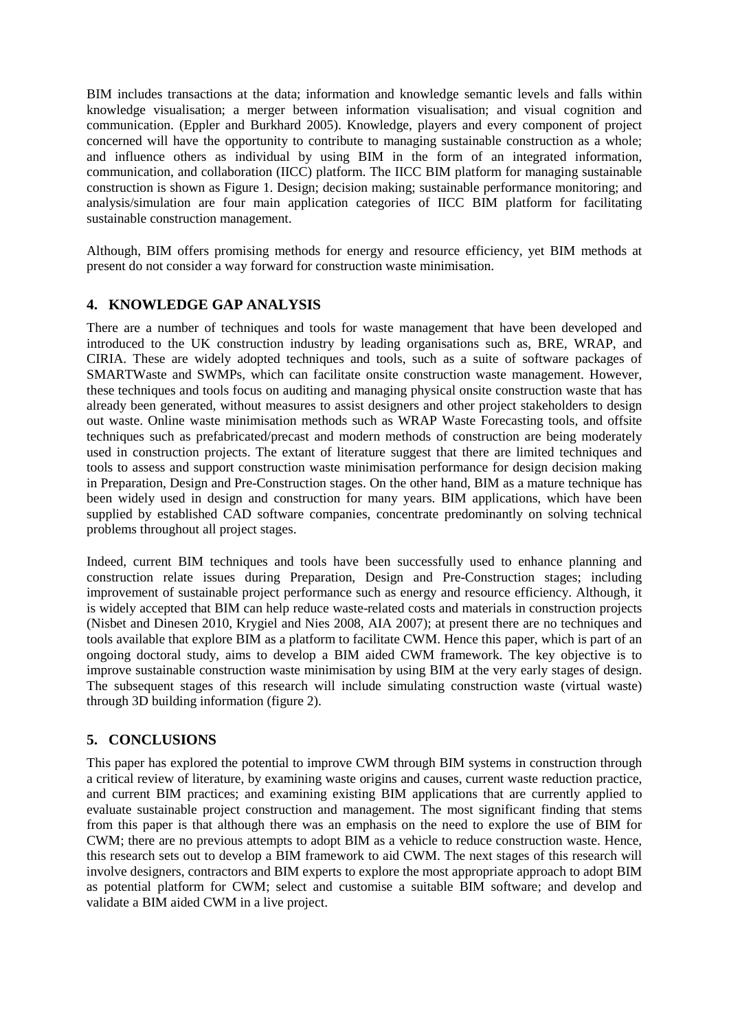BIM includes transactions at the data; information and knowledge semantic levels and falls within knowledge visualisation; a merger between information visualisation; and visual cognition and communication. (Eppler and Burkhard 2005). Knowledge, players and every component of project concerned will have the opportunity to contribute to managing sustainable construction as a whole; and influence others as individual by using BIM in the form of an integrated information, communication, and collaboration (IICC) platform. The IICC BIM platform for managing sustainable construction is shown as Figure 1. Design; decision making; sustainable performance monitoring; and analysis/simulation are four main application categories of IICC BIM platform for facilitating sustainable construction management.

Although, BIM offers promising methods for energy and resource efficiency, yet BIM methods at present do not consider a way forward for construction waste minimisation.

## 4. KNOWLEDGE GAP ANALYSIS

There are a number of techniques and tools for waste management that have been developed and introduced to the UK construction industry by leading organisations such as, BRE, WRAP, and CIRIA. These are widely adopted techniques and tools, such as a suite of software packages of SMARTWaste and SWMPs, which can facilitate onsite construction waste management. However, these techniques and tools focus on auditing and managing physical onsite construction waste that has already been generated, without measures to assist designers and other project stakeholders to design out waste. Online waste minimisation methods such as WRAP Waste Forecasting tools, and offsite techniques such as prefabricated/precast and modern methods of construction are being moderately used in construction projects. The extant of literature suggest that there are limited techniques and tools to assess and support construction waste minimisation performance for design decision making in Preparation, Design and Pre-Construction stages. On the other hand, BIM as a mature technique has been widely used in design and construction for many years. BIM applications, which have been supplied by established CAD software companies, concentrate predominantly on solving technical problems throughout all project stages.

Indeed, current BIM techniques and tools have been successfully used to enhance planning and construction relate issues during Preparation, Design and Pre-Construction stages; including improvement of sustainable project performance such as energy and resource efficiency. Although, it is widely accepted that BIM can help reduce waste-related costs and materials in construction projects (Nisbet and Dinesen 2010, Krygiel and Nies 2008, AIA 2007); at present there are no techniques and tools available that explore BIM as a platform to facilitate CWM. Hence this paper, which is part of an ongoing doctoral study, aims to develop a BIM aided CWM framework. The key objective is to improve sustainable construction waste minimisation by using BIM at the very early stages of design. The subsequent stages of this research will include simulating construction waste (virtual waste) through 3D building information (figure 2).

## 5. CONCLUSIONS

This paper has explored the potential to improve CWM through BIM systems in construction through a critical review of literature, by examining waste origins and causes, current waste reduction practice, and current BIM practices; and examining existing BIM applications that are currently applied to evaluate sustainable project construction and management. The most significant finding that stems from this paper is that although there was an emphasis on the need to explore the use of BIM for CWM; there are no previous attempts to adopt BIM as a vehicle to reduce construction waste. Hence, this research sets out to develop a BIM framework to aid CWM. The next stages of this research will involve designers, contractors and BIM experts to explore the most appropriate approach to adopt BIM as potential platform for CWM; select and customise a suitable BIM software; and develop and validate a BIM aided CWM in a live project.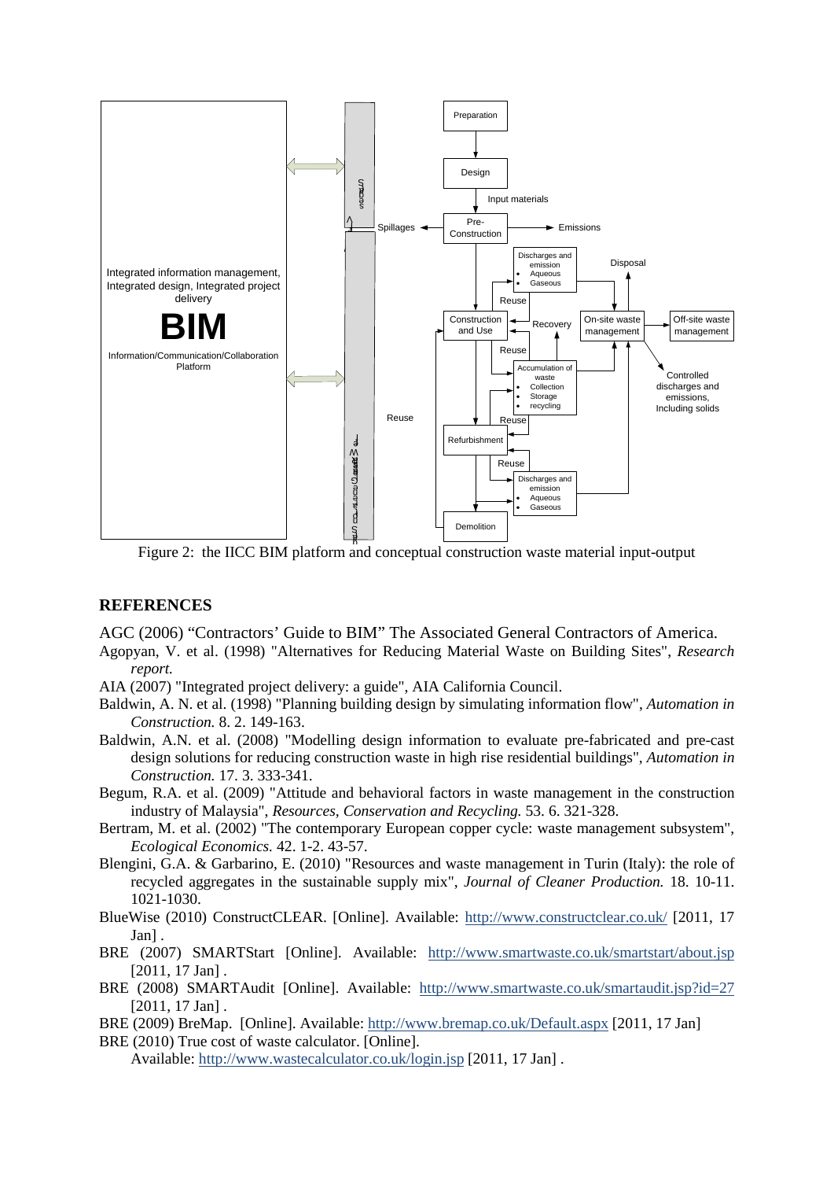Figure 2: the IICC BIM platform and conceptual construction waste material input-output

## REFERENCES

AGC (2006) "Contractors' Guide to BIM" The Associated General Contractors of America.

Agopyan, V. et al. (1998) "Alternatives for Reducing Material Waste on Building Sites", *Research report.*

AIA (2007) "Integrated project delivery: a guide", AIA California Council.

Baldwin, A. N. et al. (1998) "Planning building design by simulating information flow", *Automation in Construction.* 8. 2. 149-163.

Baldwin, A.N. et al. (2008) "Modelling design information to evaluate pre-fabricated and pre-cast design solutions for reducing construction waste in high rise residential buildings", *Automation in Construction.* 17. 3. 333-341.

Begum, R.A. et al. (2009) "Attitude and behavioral factors in waste management in the construction industry of Malaysia", *Resources, Conservation and Recycling.* 53. 6. 321-328.

Bertram, M. et al. (2002) "The contemporary European copper cycle: waste management subsystem", *Ecological Economics.* 42. 1-2. 43-57.

Blengini, G.A. & Garbarino, E. (2010) "Resources and waste management in Turin (Italy): the role of recycled aggregates in the sustainable supply mix", *Journal of Cleaner Production.* 18. 10-11. 1021-1030.

BlueWise (2010) ConstructCLEAR. [Online]. Available: http://www.constructclear.co.uk/ [2011, 17 Jan] .

BRE (2007) SMARTStart [Online]. Available: http://www.smartwaste.co.uk/smartstart/about.jsp [2011, 17 Jan] .

BRE (2008) SMARTAudit [Online]. Available: http://www.smartwaste.co.uk/smartaudit.jsp?id=27 [2011, 17 Jan] .

BRE (2009) BreMap. [Online]. Available: http://www.bremap.co.uk/Default.aspx [2011, 17 Jan]

BRE (2010) True cost of waste calculator. [Online]. Available: http://www.wastecalculator.co.uk/login.jsp [2011, 17 Jan] .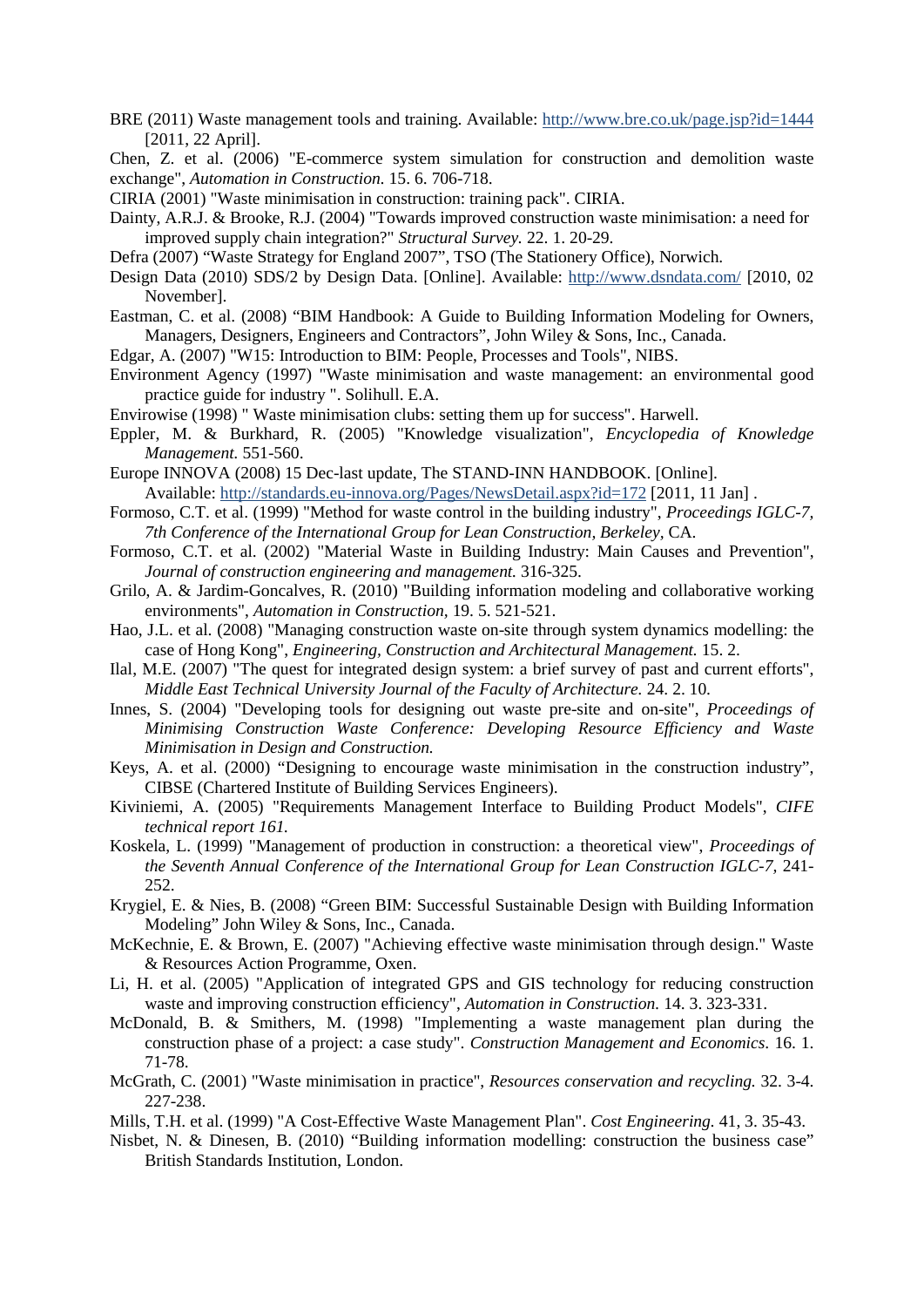BRE (2011) Waste management tools and training. Available: http://www.bre.co.uk/page.jsp?id=1444 [2011, 22 April].

Chen, Z. et al. (2006) "E-commerce system simulation for construction and demolition waste exchange", *Automation in Construction.* 15. 6. 706-718.

CIRIA (2001) "Waste minimisation in construction: training pack". CIRIA.

Dainty, A.R.J. & Brooke, R.J. (2004) "Towards improved construction waste minimisation: a need for improved supply chain integration?" *Structural Survey.* 22. 1. 20-29.

Defra (2007) "Waste Strategy for England 2007", TSO (The Stationery Office), Norwich.

Design Data (2010) SDS/2 by Design Data. [Online]. Available: http://www.dsndata.com/ [2010, 02 November].

Eastman, C. et al. (2008) "BIM Handbook: A Guide to Building Information Modeling for Owners, Managers, Designers, Engineers and Contractors", John Wiley & Sons, Inc., Canada.

Edgar, A. (2007) "W15: Introduction to BIM: People, Processes and Tools", NIBS.

Environment Agency (1997) "Waste minimisation and waste management: an environmental good practice guide for industry ". Solihull. E.A.

Envirowise (1998) " Waste minimisation clubs: setting them up for success". Harwell.

Eppler, M. & Burkhard, R. (2005) "Knowledge visualization", *Encyclopedia of Knowledge Management.* 551-560.

Europe INNOVA (2008) 15 Dec-last update, The STAND-INN HANDBOOK. [Online]. Available: http://standards.eu-innova.org/Pages/NewsDetail.aspx?id=172 [2011, 11 Jan] .

Formoso, C.T. et al. (1999) "Method for waste control in the building industry", *Proceedings IGLC-7, 7th Conference of the International Group for Lean Construction, Berkeley*, CA.

Formoso, C.T. et al. (2002) "Material Waste in Building Industry: Main Causes and Prevention", *Journal of construction engineering and management.* 316-325.

Grilo, A. & Jardim-Goncalves, R. (2010) "Building information modeling and collaborative working environments", *Automation in Construction,* 19. 5. 521-521.

Hao, J.L. et al. (2008) "Managing construction waste on-site through system dynamics modelling: the case of Hong Kong", *Engineering, Construction and Architectural Management.* 15. 2.

Ilal, M.E. (2007) "The quest for integrated design system: a brief survey of past and current efforts", *Middle East Technical University Journal of the Faculty of Architecture.* 24. 2. 10.

Innes, S. (2004) "Developing tools for designing out waste pre-site and on-site", *Proceedings of Minimising Construction Waste Conference: Developing Resource Efficiency and Waste Minimisation in Design and Construction.*

Keys, A. et al. (2000) "Designing to encourage waste minimisation in the construction industry", CIBSE (Chartered Institute of Building Services Engineers).

Kiviniemi, A. (2005) "Requirements Management Interface to Building Product Models", *CIFE technical report 161.*

Koskela, L. (1999) "Management of production in construction: a theoretical view", *Proceedings of the Seventh Annual Conference of the International Group for Lean Construction IGLC-7,* 241-252.

Krygiel, E. & Nies, B. (2008) "Green BIM: Successful Sustainable Design with Building Information Modeling" John Wiley & Sons, Inc., Canada.

McKechnie, E. & Brown, E. (2007) "Achieving effective waste minimisation through design." Waste & Resources Action Programme, Oxen.

Li, H. et al. (2005) "Application of integrated GPS and GIS technology for reducing construction waste and improving construction efficiency", *Automation in Construction.* 14. 3. 323-331.

McDonald, B. & Smithers, M. (1998) "Implementing a waste management plan during the construction phase of a project: a case study". *Construction Management and Economics.* 16. 1. 71-78.

McGrath, C. (2001) "Waste minimisation in practice", *Resources conservation and recycling.* 32. 3-4. 227-238.

Mills, T.H. et al. (1999) "A Cost-Effective Waste Management Plan". *Cost Engineering.* 41, 3. 35-43.

Nisbet, N. & Dinesen, B. (2010) "Building information modelling: construction the business case" British Standards Institution, London.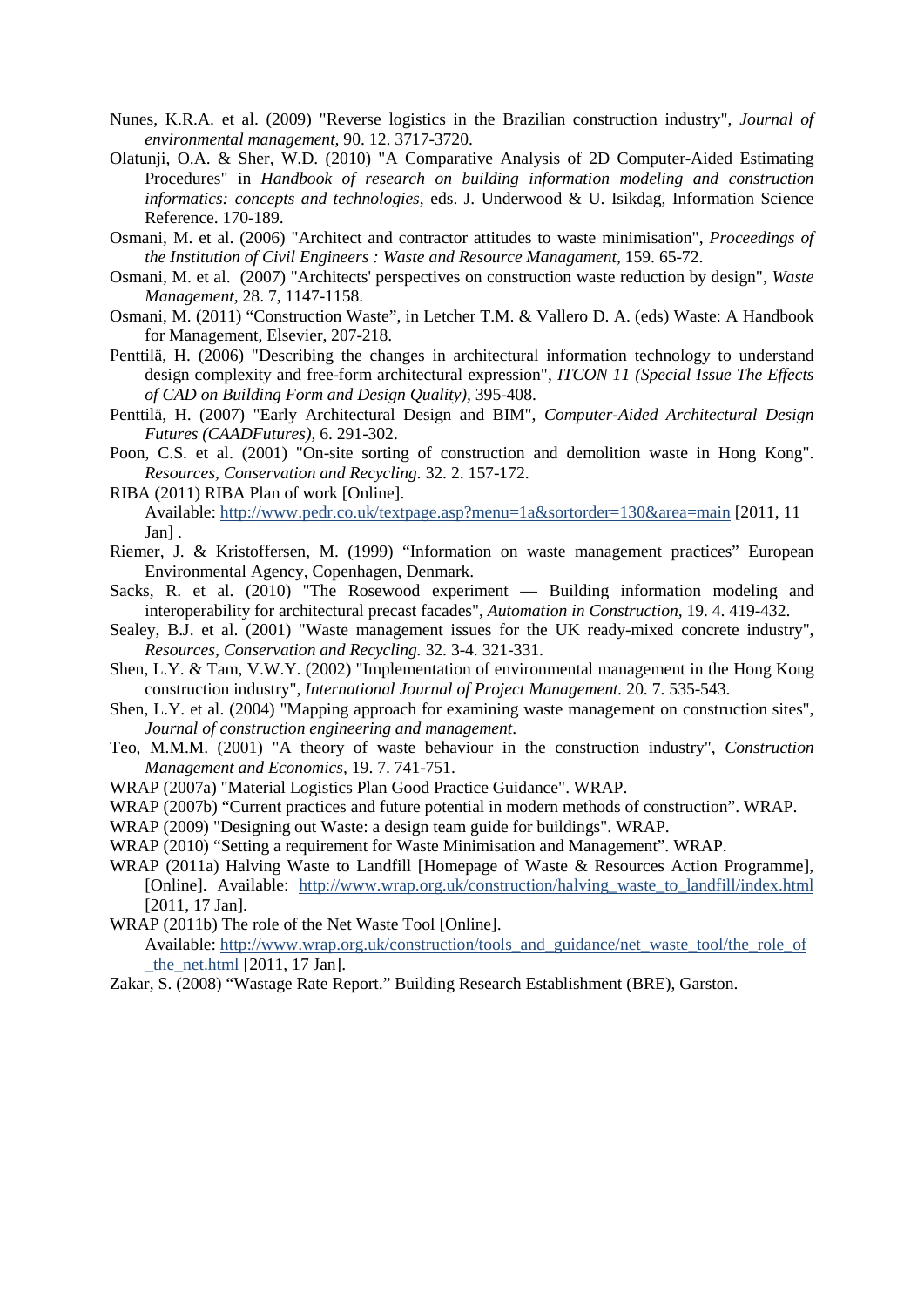Nunes, K.R.A. et al. (2009) "Reverse logistics in the Brazilian construction industry", *Journal of environmental management*, 90. 12. 3717-3720.

Olatunji, O.A. & Sher, W.D. (2010) "A Comparative Analysis of 2D Computer-Aided Estimating Procedures" in *Handbook of research on building information modeling and construction informatics: concepts and technologies*, eds. J. Underwood & U. Isikdag, Information Science Reference. 170-189.

Osmani, M. et al. (2006) "Architect and contractor attitudes to waste minimisation", *Proceedings of the Institution of Civil Engineers : Waste and Resource Managament*, 159. 65-72.

Osmani, M. et al. (2007) "Architects' perspectives on construction waste reduction by design", *Waste Management*, 28. 7, 1147-1158.

Osmani, M. (2011) "Construction Waste", in Letcher T.M. & Vallero D. A. (eds) Waste: A Handbook for Management, Elsevier, 207-218.

Penttilä, H. (2006) "Describing the changes in architectural information technology to understand design complexity and free-form architectural expression", *ITCON 11 (Special Issue The Effects of CAD on Building Form and Design Quality)*, 395-408.

Penttilä, H. (2007) "Early Architectural Design and BIM", *Computer-Aided Architectural Design Futures (CAADFutures)*, 6. 291-302.

Poon, C.S. et al. (2001) "On-site sorting of construction and demolition waste in Hong Kong". *Resources, Conservation and Recycling.* 32. 2. 157-172.

RIBA (2011) RIBA Plan of work [Online]. Available: http://www.pedr.co.uk/textpage.asp?menu=1a&sortorder=130&area=main [2011, 11 Jan] .

Riemer, J. & Kristoffersen, M. (1999) "Information on waste management practices" European Environmental Agency, Copenhagen, Denmark.

Sacks, R. et al. (2010) "The Rosewood experiment — Building information modeling and interoperability for architectural precast facades", *Automation in Construction*, 19. 4. 419-432.

Sealey, B.J. et al. (2001) "Waste management issues for the UK ready-mixed concrete industry", *Resources, Conservation and Recycling.* 32. 3-4. 321-331.

Shen, L.Y. & Tam, V.W.Y. (2002) "Implementation of environmental management in the Hong Kong construction industry", *International Journal of Project Management.* 20. 7. 535-543.

Shen, L.Y. et al. (2004) "Mapping approach for examining waste management on construction sites", *Journal of construction engineering and management*.

Teo, M.M.M. (2001) "A theory of waste behaviour in the construction industry", *Construction Management and Economics*, 19. 7. 741-751.

WRAP (2007a) "Material Logistics Plan Good Practice Guidance". WRAP.

WRAP (2007b) "Current practices and future potential in modern methods of construction". WRAP.

WRAP (2009) "Designing out Waste: a design team guide for buildings". WRAP.

WRAP (2010) "Setting a requirement for Waste Minimisation and Management". WRAP.

WRAP (2011a) Halving Waste to Landfill [Homepage of Waste & Resources Action Programme], [Online]. Available: http://www.wrap.org.uk/construction/halving_waste_to_landfill/index.html [2011, 17 Jan].

WRAP (2011b) The role of the Net Waste Tool [Online]. Available: http://www.wrap.org.uk/construction/tools_and_guidance/net_waste_tool/the_role_of_the_net.html [2011, 17 Jan].

Zakar, S. (2008) "Wastage Rate Report." Building Research Establishment (BRE), Garston.